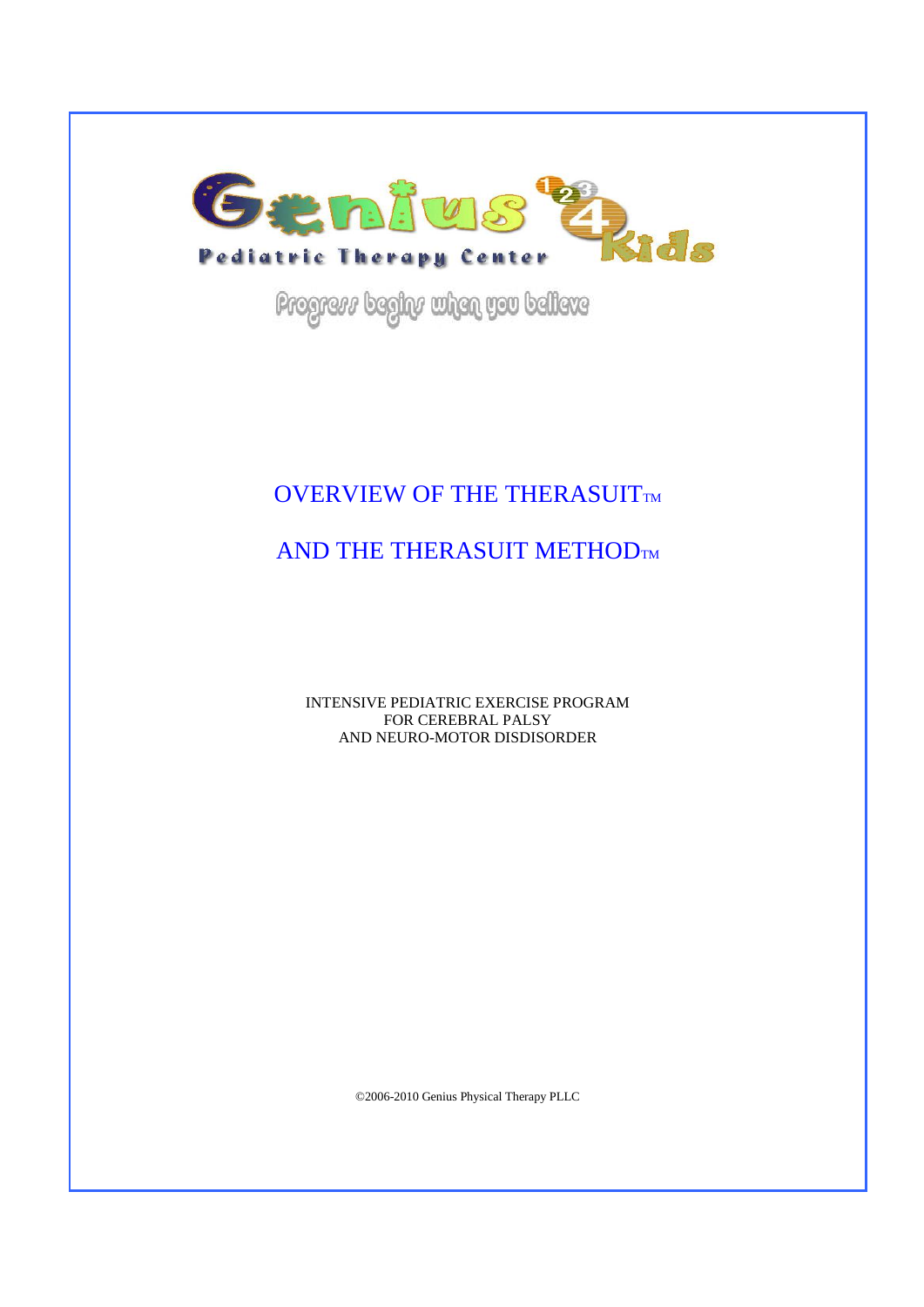Genius 1 2 3 4 Kids

Pediatric Therapy Center

Progress begins when you believe

# OVERVIEW OF THE THERASUIT™

# AND THE THERASUIT METHOD™

INTENSIVE PEDIATRIC EXERCISE PROGRAM
FOR CEREBRAL PALSY
AND NEURO-MOTOR DISDISORDER

©2006-2010 Genius Physical Therapy PLLC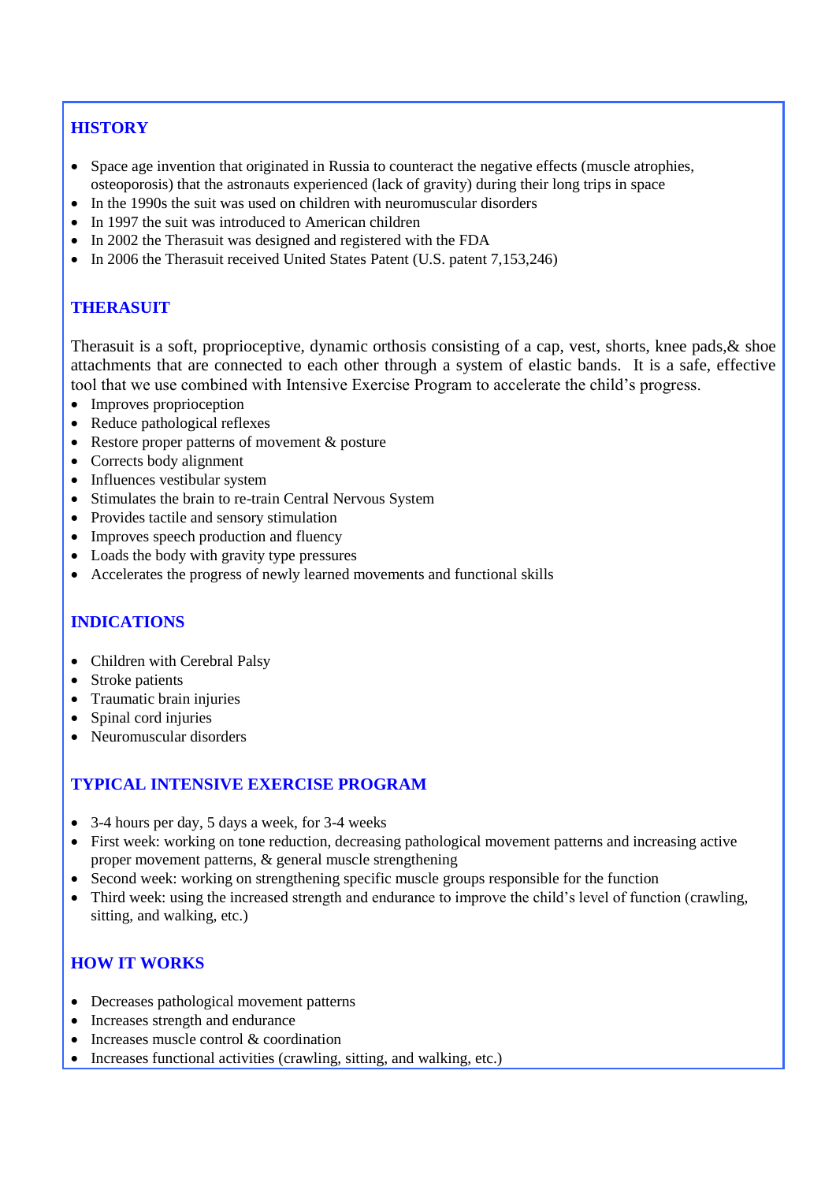## HISTORY

- Space age invention that originated in Russia to counteract the negative effects (muscle atrophies, osteoporosis) that the astronauts experienced (lack of gravity) during their long trips in space
- In the 1990s the suit was used on children with neuromuscular disorders
- In 1997 the suit was introduced to American children
- In 2002 the Therasuit was designed and registered with the FDA
- In 2006 the Therasuit received United States Patent (U.S. patent 7,153,246)

## THERASUIT

Therasuit is a soft, proprioceptive, dynamic orthosis consisting of a cap, vest, shorts, knee pads,& shoe attachments that are connected to each other through a system of elastic bands. It is a safe, effective tool that we use combined with Intensive Exercise Program to accelerate the child's progress.

- Improves proprioception
- Reduce pathological reflexes
- Restore proper patterns of movement & posture
- Corrects body alignment
- Influences vestibular system
- Stimulates the brain to re-train Central Nervous System
- Provides tactile and sensory stimulation
- Improves speech production and fluency
- Loads the body with gravity type pressures
- Accelerates the progress of newly learned movements and functional skills

## INDICATIONS

- Children with Cerebral Palsy
- Stroke patients
- Traumatic brain injuries
- Spinal cord injuries
- Neuromuscular disorders

## TYPICAL INTENSIVE EXERCISE PROGRAM

- 3-4 hours per day, 5 days a week, for 3-4 weeks
- First week: working on tone reduction, decreasing pathological movement patterns and increasing active proper movement patterns, & general muscle strengthening
- Second week: working on strengthening specific muscle groups responsible for the function
- Third week: using the increased strength and endurance to improve the child's level of function (crawling, sitting, and walking, etc.)

## HOW IT WORKS

- Decreases pathological movement patterns
- Increases strength and endurance
- Increases muscle control & coordination
- Increases functional activities (crawling, sitting, and walking, etc.)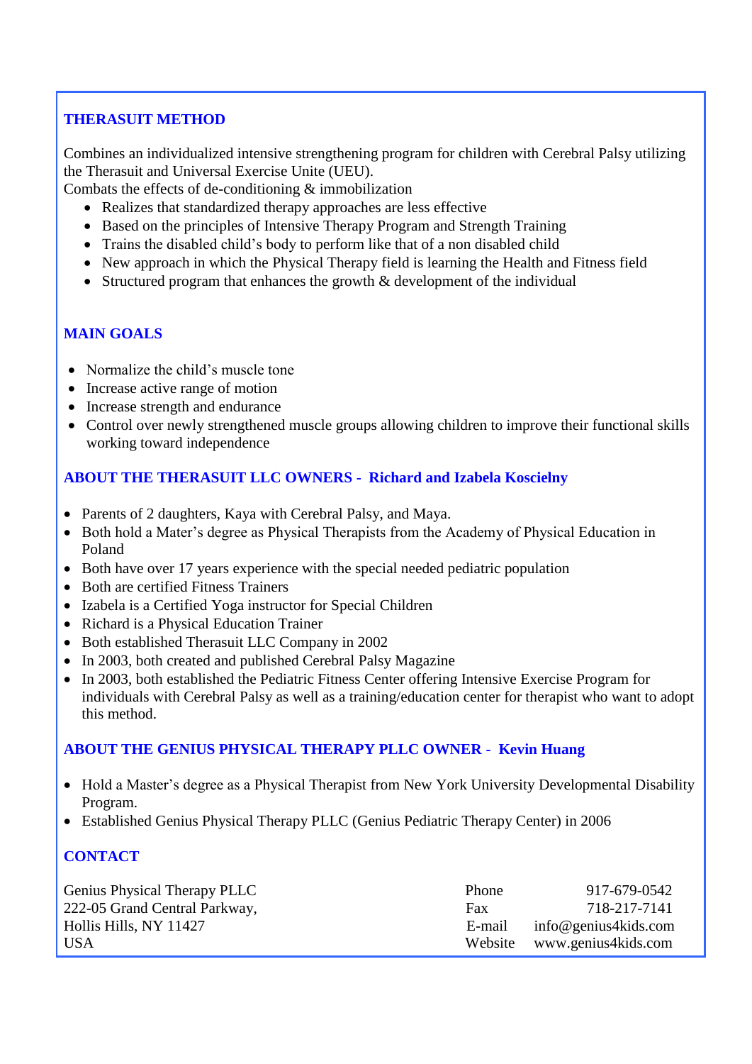## THERASUIT METHOD

Combines an individualized intensive strengthening program for children with Cerebral Palsy utilizing the Therasuit and Universal Exercise Unite (UEU).
Combats the effects of de-conditioning & immobilization

- Realizes that standardized therapy approaches are less effective
- Based on the principles of Intensive Therapy Program and Strength Training
- Trains the disabled child's body to perform like that of a non disabled child
- New approach in which the Physical Therapy field is learning the Health and Fitness field
- Structured program that enhances the growth & development of the individual

## MAIN GOALS

- Normalize the child's muscle tone
- Increase active range of motion
- Increase strength and endurance
- Control over newly strengthened muscle groups allowing children to improve their functional skills working toward independence

## ABOUT THE THERASUIT LLC OWNERS - Richard and Izabela Koscielny

- Parents of 2 daughters, Kaya with Cerebral Palsy, and Maya.
- Both hold a Mater's degree as Physical Therapists from the Academy of Physical Education in Poland
- Both have over 17 years experience with the special needed pediatric population
- Both are certified Fitness Trainers
- Izabela is a Certified Yoga instructor for Special Children
- Richard is a Physical Education Trainer
- Both established Therasuit LLC Company in 2002
- In 2003, both created and published Cerebral Palsy Magazine
- In 2003, both established the Pediatric Fitness Center offering Intensive Exercise Program for individuals with Cerebral Palsy as well as a training/education center for therapist who want to adopt this method.

## ABOUT THE GENIUS PHYSICAL THERAPY PLLC OWNER - Kevin Huang

- Hold a Master's degree as a Physical Therapist from New York University Developmental Disability Program.
- Established Genius Physical Therapy PLLC (Genius Pediatric Therapy Center) in 2006

## CONTACT

Genius Physical Therapy PLLC
222-05 Grand Central Parkway,
Hollis Hills, NY 11427
USA

| | |
|---|---|
| Phone | 917-679-0542 |
| Fax | 718-217-7141 |
| E-mail | info@genius4kids.com |
| Website | www.genius4kids.com |